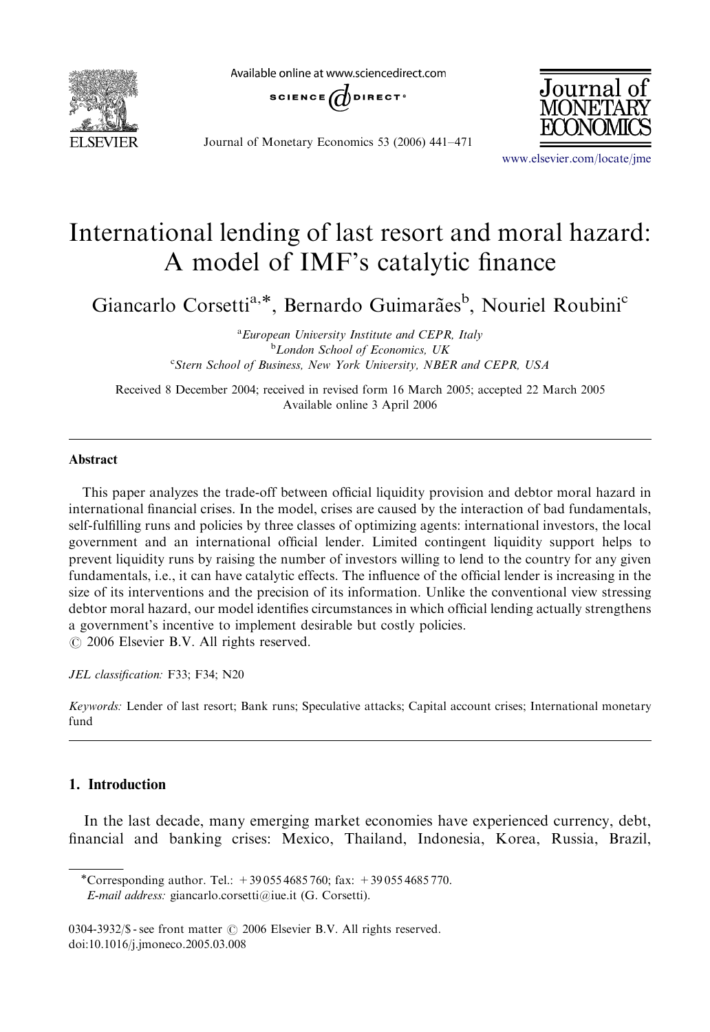# International lending of last resort and moral hazard: A model of IMF's catalytic finance

Giancarlo Corsetti[a,*], Bernardo Guimarães[b], Nouriel Roubini[c]

[a]European University Institute and CEPR, Italy

[b]London School of Economics, UK

[c]Stern School of Business, New York University, NBER and CEPR, USA

Received 8 December 2004; received in revised form 16 March 2005; accepted 22 March 2005
Available online 3 April 2006

## Abstract

This paper analyzes the trade-off between official liquidity provision and debtor moral hazard in international financial crises. In the model, crises are caused by the interaction of bad fundamentals, self-fulfilling runs and policies by three classes of optimizing agents: international investors, the local government and an international official lender. Limited contingent liquidity support helps to prevent liquidity runs by raising the number of investors willing to lend to the country for any given fundamentals, i.e., it can have catalytic effects. The influence of the official lender is increasing in the size of its interventions and the precision of its information. Unlike the conventional view stressing debtor moral hazard, our model identifies circumstances in which official lending actually strengthens a government's incentive to implement desirable but costly policies.

© 2006 Elsevier B.V. All rights reserved.

*JEL classification:* F33; F34; N20

*Keywords:* Lender of last resort; Bank runs; Speculative attacks; Capital account crises; International monetary fund

## 1. Introduction

In the last decade, many emerging market economies have experienced currency, debt, financial and banking crises: Mexico, Thailand, Indonesia, Korea, Russia, Brazil,

*Corresponding author. Tel.: +39 055 4685 760; fax: +39 055 4685 770.
*E-mail address:* giancarlo.corsetti@iue.it (G. Corsetti).

0304-3932/$ - see front matter © 2006 Elsevier B.V. All rights reserved.
doi:10.1016/j.jmoneco.2005.03.008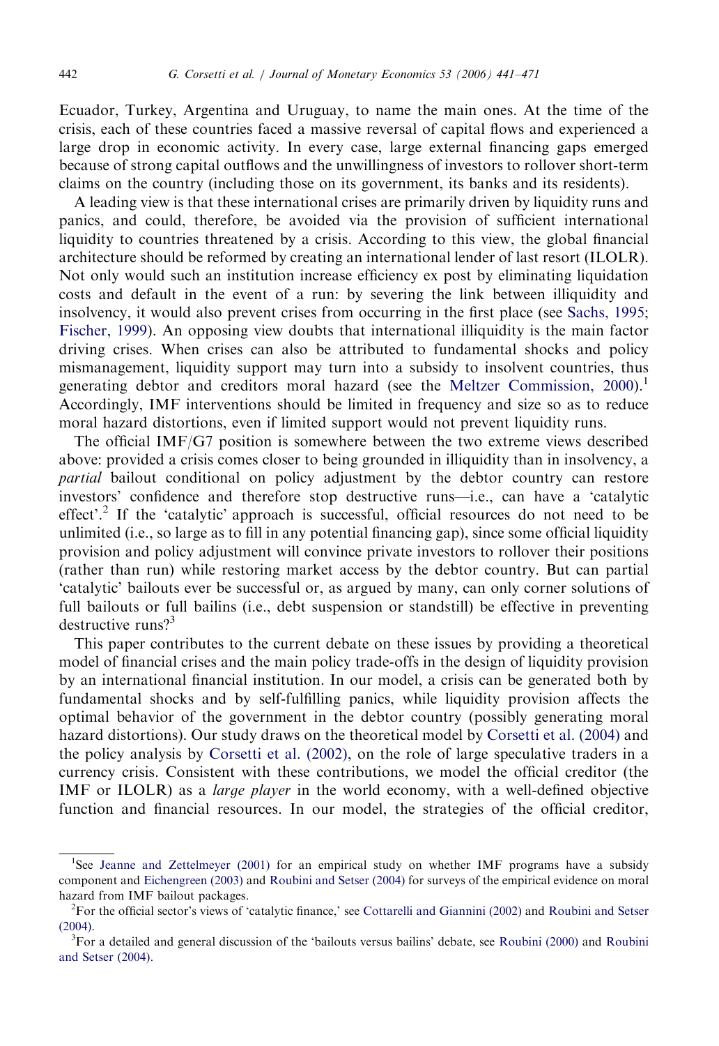Ecuador, Turkey, Argentina and Uruguay, to name the main ones. At the time of the crisis, each of these countries faced a massive reversal of capital flows and experienced a large drop in economic activity. In every case, large external financing gaps emerged because of strong capital outflows and the unwillingness of investors to rollover short-term claims on the country (including those on its government, its banks and its residents).

A leading view is that these international crises are primarily driven by liquidity runs and panics, and could, therefore, be avoided via the provision of sufficient international liquidity to countries threatened by a crisis. According to this view, the global financial architecture should be reformed by creating an international lender of last resort (ILOLR). Not only would such an institution increase efficiency ex post by eliminating liquidation costs and default in the event of a run: by severing the link between illiquidity and insolvency, it would also prevent crises from occurring in the first place (see Sachs, 1995; Fischer, 1999). An opposing view doubts that international illiquidity is the main factor driving crises. When crises can also be attributed to fundamental shocks and policy mismanagement, liquidity support may turn into a subsidy to insolvent countries, thus generating debtor and creditors moral hazard (see the Meltzer Commission, 2000).[1] Accordingly, IMF interventions should be limited in frequency and size so as to reduce moral hazard distortions, even if limited support would not prevent liquidity runs.

The official IMF/G7 position is somewhere between the two extreme views described above: provided a crisis comes closer to being grounded in illiquidity than in insolvency, a *partial* bailout conditional on policy adjustment by the debtor country can restore investors' confidence and therefore stop destructive runs—i.e., can have a 'catalytic effect'.[2] If the 'catalytic' approach is successful, official resources do not need to be unlimited (i.e., so large as to fill in any potential financing gap), since some official liquidity provision and policy adjustment will convince private investors to rollover their positions (rather than run) while restoring market access by the debtor country. But can partial 'catalytic' bailouts ever be successful or, as argued by many, can only corner solutions of full bailouts or full bailins (i.e., debt suspension or standstill) be effective in preventing destructive runs?[3]

This paper contributes to the current debate on these issues by providing a theoretical model of financial crises and the main policy trade-offs in the design of liquidity provision by an international financial institution. In our model, a crisis can be generated both by fundamental shocks and by self-fulfilling panics, while liquidity provision affects the optimal behavior of the government in the debtor country (possibly generating moral hazard distortions). Our study draws on the theoretical model by Corsetti et al. (2004) and the policy analysis by Corsetti et al. (2002), on the role of large speculative traders in a currency crisis. Consistent with these contributions, we model the official creditor (the IMF or ILOLR) as a *large player* in the world economy, with a well-defined objective function and financial resources. In our model, the strategies of the official creditor,

[1] See Jeanne and Zettelmeyer (2001) for an empirical study on whether IMF programs have a subsidy component and Eichengreen (2003) and Roubini and Setser (2004) for surveys of the empirical evidence on moral hazard from IMF bailout packages.

[2] For the official sector's views of 'catalytic finance,' see Cottarelli and Giannini (2002) and Roubini and Setser (2004).

[3] For a detailed and general discussion of the 'bailouts versus bailins' debate, see Roubini (2000) and Roubini and Setser (2004).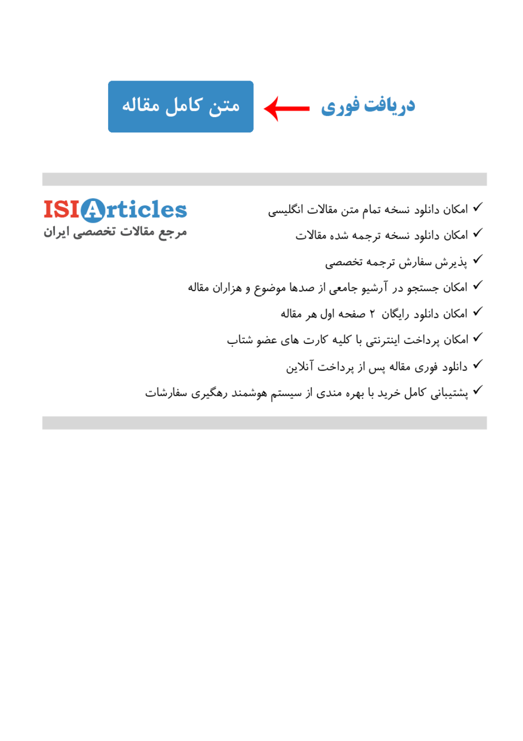دریافت فوری ← متن کامل مقاله

**ISIArticles**
مرجع مقالات تخصصی ایران

- ✓ امکان دانلود نسخه تمام متن مقالات انگلیسی
- ✓ امکان دانلود نسخه ترجمه شده مقالات
- ✓ پذیرش سفارش ترجمه تخصصی
- ✓ امکان جستجو در آرشیو جامعی از صدها موضوع و هزاران مقاله
- ✓ امکان دانلود رایگان ۲ صفحه اول هر مقاله
- ✓ امکان پرداخت اینترنتی با کلیه کارت های عضو شتاب
- ✓ دانلود فوری مقاله پس از پرداخت آنلاین
- ✓ پشتیبانی کامل خرید با بهره مندی از سیستم هوشمند رهگیری سفارشات